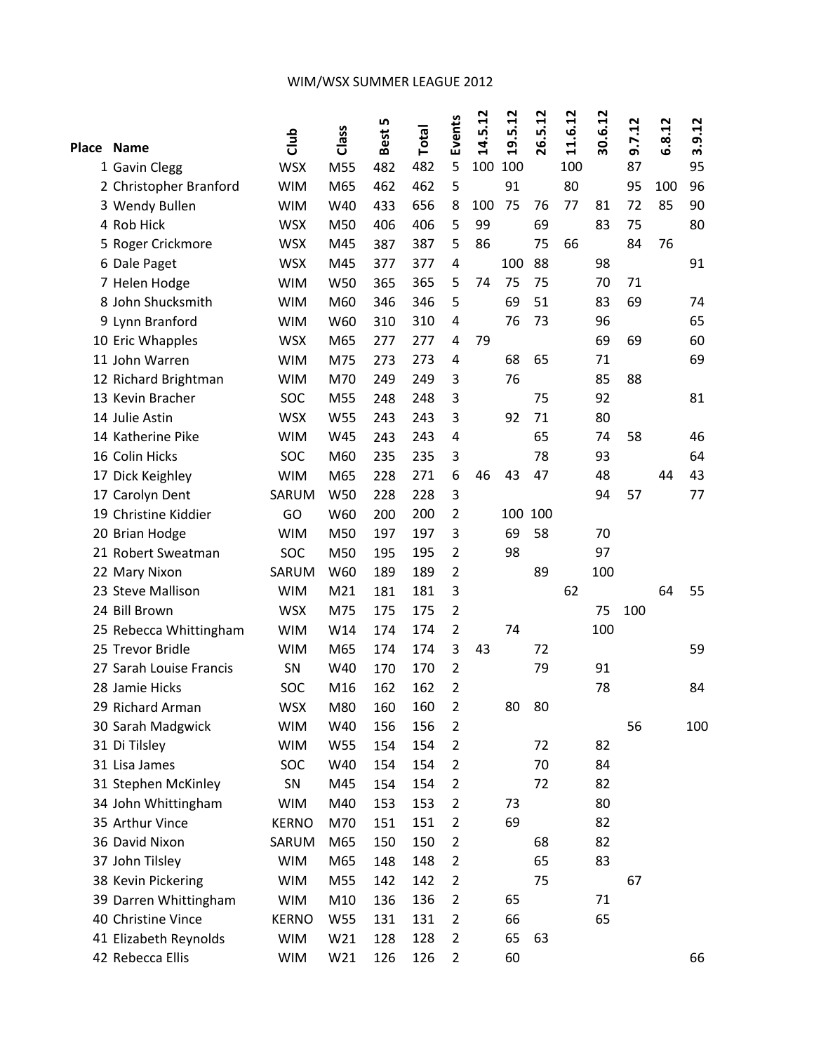# WIM/WSX SUMMER LEAGUE 2012

| Place | Name | Club | Class | Best 5 | Total | Events | 14.5.12 | 19.5.12 | 26.5.12 | 11.6.12 | 30.6.12 | 9.7.12 | 6.8.12 | 3.9.12 |
|---|---|---|---|---|---|---|---|---|---|---|---|---|---|---|
| 1 | Gavin Clegg | WSX | M55 | 482 | 482 | 5 | 100 | 100 | | 100 | | 87 | | 95 |
| 2 | Christopher Branford | WIM | M65 | 462 | 462 | 5 | | 91 | | 80 | | 95 | 100 | 96 |
| 3 | Wendy Bullen | WIM | W40 | 433 | 656 | 8 | 100 | 75 | 76 | 77 | 81 | 72 | 85 | 90 |
| 4 | Rob Hick | WSX | M50 | 406 | 406 | 5 | 99 | | 69 | | 83 | 75 | | 80 |
| 5 | Roger Crickmore | WSX | M45 | 387 | 387 | 5 | 86 | | 75 | 66 | | 84 | 76 | |
| 6 | Dale Paget | WSX | M45 | 377 | 377 | 4 | | 100 | 88 | | 98 | | | 91 |
| 7 | Helen Hodge | WIM | W50 | 365 | 365 | 5 | 74 | 75 | 75 | | 70 | 71 | | |
| 8 | John Shucksmith | WIM | M60 | 346 | 346 | 5 | | 69 | 51 | | 83 | 69 | | 74 |
| 9 | Lynn Branford | WIM | W60 | 310 | 310 | 4 | | 76 | 73 | | 96 | | | 65 |
| 10 | Eric Whapples | WSX | M65 | 277 | 277 | 4 | 79 | | | | 69 | 69 | | 60 |
| 11 | John Warren | WIM | M75 | 273 | 273 | 4 | | 68 | 65 | | 71 | | | 69 |
| 12 | Richard Brightman | WIM | M70 | 249 | 249 | 3 | | 76 | | | 85 | 88 | | |
| 13 | Kevin Bracher | SOC | M55 | 248 | 248 | 3 | | | 75 | | 92 | | | 81 |
| 14 | Julie Astin | WSX | W55 | 243 | 243 | 3 | | 92 | 71 | | 80 | | | |
| 14 | Katherine Pike | WIM | W45 | 243 | 243 | 4 | | | 65 | | 74 | 58 | | 46 |
| 16 | Colin Hicks | SOC | M60 | 235 | 235 | 3 | | | 78 | | 93 | | | 64 |
| 17 | Dick Keighley | WIM | M65 | 228 | 271 | 6 | 46 | 43 | 47 | | 48 | | 44 | 43 |
| 17 | Carolyn Dent | SARUM | W50 | 228 | 228 | 3 | | | | | 94 | 57 | | 77 |
| 19 | Christine Kiddier | GO | W60 | 200 | 200 | 2 | | 100 | 100 | | | | | |
| 20 | Brian Hodge | WIM | M50 | 197 | 197 | 3 | | 69 | 58 | | 70 | | | |
| 21 | Robert Sweatman | SOC | M50 | 195 | 195 | 2 | | 98 | | | 97 | | | |
| 22 | Mary Nixon | SARUM | W60 | 189 | 189 | 2 | | | 89 | | 100 | | | |
| 23 | Steve Mallison | WIM | M21 | 181 | 181 | 3 | | | | 62 | | | 64 | 55 |
| 24 | Bill Brown | WSX | M75 | 175 | 175 | 2 | | | | | 75 | 100 | | |
| 25 | Rebecca Whittingham | WIM | W14 | 174 | 174 | 2 | | 74 | | | 100 | | | |
| 25 | Trevor Bridle | WIM | M65 | 174 | 174 | 3 | 43 | | 72 | | | | | 59 |
| 27 | Sarah Louise Francis | SN | W40 | 170 | 170 | 2 | | | 79 | | 91 | | | |
| 28 | Jamie Hicks | SOC | M16 | 162 | 162 | 2 | | | | | 78 | | | 84 |
| 29 | Richard Arman | WSX | M80 | 160 | 160 | 2 | | 80 | 80 | | | | | |
| 30 | Sarah Madgwick | WIM | W40 | 156 | 156 | 2 | | | | | | 56 | | 100 |
| 31 | Di Tilsley | WIM | W55 | 154 | 154 | 2 | | | 72 | | 82 | | | |
| 31 | Lisa James | SOC | W40 | 154 | 154 | 2 | | | 70 | | 84 | | | |
| 31 | Stephen McKinley | SN | M45 | 154 | 154 | 2 | | | 72 | | 82 | | | |
| 34 | John Whittingham | WIM | M40 | 153 | 153 | 2 | | 73 | | | 80 | | | |
| 35 | Arthur Vince | KERNO | M70 | 151 | 151 | 2 | | 69 | | | 82 | | | |
| 36 | David Nixon | SARUM | M65 | 150 | 150 | 2 | | | 68 | | 82 | | | |
| 37 | John Tilsley | WIM | M65 | 148 | 148 | 2 | | | 65 | | 83 | | | |
| 38 | Kevin Pickering | WIM | M55 | 142 | 142 | 2 | | | 75 | | | 67 | | |
| 39 | Darren Whittingham | WIM | M10 | 136 | 136 | 2 | | 65 | | | 71 | | | |
| 40 | Christine Vince | KERNO | W55 | 131 | 131 | 2 | | 66 | | | 65 | | | |
| 41 | Elizabeth Reynolds | WIM | W21 | 128 | 128 | 2 | | 65 | 63 | | | | | |
| 42 | Rebecca Ellis | WIM | W21 | 126 | 126 | 2 | | 60 | | | | | | 66 |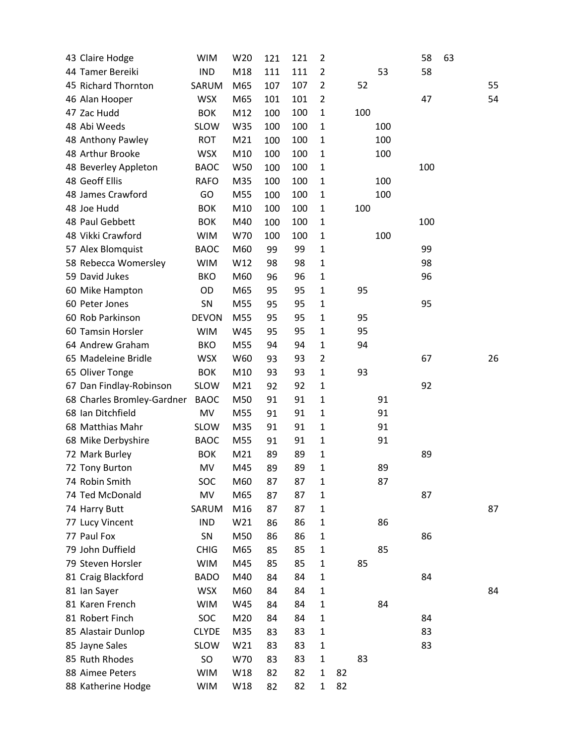| | | | | | | | | | | | | |
|---|---|---|---|---|---|---|---|---|---|---|---|---|
| 43 | Claire Hodge | WIM | W20 | 121 | 121 | 2 | | | | 58 | 63 | |
| 44 | Tamer Bereiki | IND | M18 | 111 | 111 | 2 | | | 53 | 58 | | |
| 45 | Richard Thornton | SARUM | M65 | 107 | 107 | 2 | | 52 | | | | 55 |
| 46 | Alan Hooper | WSX | M65 | 101 | 101 | 2 | | | | 47 | | 54 |
| 47 | Zac Hudd | BOK | M12 | 100 | 100 | 1 | | 100 | | | | |
| 48 | Abi Weeds | SLOW | W35 | 100 | 100 | 1 | | | 100 | | | |
| 48 | Anthony Pawley | ROT | M21 | 100 | 100 | 1 | | | 100 | | | |
| 48 | Arthur Brooke | WSX | M10 | 100 | 100 | 1 | | | 100 | | | |
| 48 | Beverley Appleton | BAOC | W50 | 100 | 100 | 1 | | | | 100 | | |
| 48 | Geoff Ellis | RAFO | M35 | 100 | 100 | 1 | | | 100 | | | |
| 48 | James Crawford | GO | M55 | 100 | 100 | 1 | | | 100 | | | |
| 48 | Joe Hudd | BOK | M10 | 100 | 100 | 1 | | 100 | | | | |
| 48 | Paul Gebbett | BOK | M40 | 100 | 100 | 1 | | | | 100 | | |
| 48 | Vikki Crawford | WIM | W70 | 100 | 100 | 1 | | | 100 | | | |
| 57 | Alex Blomquist | BAOC | M60 | 99 | 99 | 1 | | | | 99 | | |
| 58 | Rebecca Womersley | WIM | W12 | 98 | 98 | 1 | | | | 98 | | |
| 59 | David Jukes | BKO | M60 | 96 | 96 | 1 | | | | 96 | | |
| 60 | Mike Hampton | OD | M65 | 95 | 95 | 1 | | 95 | | | | |
| 60 | Peter Jones | SN | M55 | 95 | 95 | 1 | | | | 95 | | |
| 60 | Rob Parkinson | DEVON | M55 | 95 | 95 | 1 | | 95 | | | | |
| 60 | Tamsin Horsler | WIM | W45 | 95 | 95 | 1 | | 95 | | | | |
| 64 | Andrew Graham | BKO | M55 | 94 | 94 | 1 | | 94 | | | | |
| 65 | Madeleine Bridle | WSX | W60 | 93 | 93 | 2 | | | | 67 | | 26 |
| 65 | Oliver Tonge | BOK | M10 | 93 | 93 | 1 | | 93 | | | | |
| 67 | Dan Findlay-Robinson | SLOW | M21 | 92 | 92 | 1 | | | | 92 | | |
| 68 | Charles Bromley-Gardner | BAOC | M50 | 91 | 91 | 1 | | | 91 | | | |
| 68 | Ian Ditchfield | MV | M55 | 91 | 91 | 1 | | | 91 | | | |
| 68 | Matthias Mahr | SLOW | M35 | 91 | 91 | 1 | | | 91 | | | |
| 68 | Mike Derbyshire | BAOC | M55 | 91 | 91 | 1 | | | 91 | | | |
| 72 | Mark Burley | BOK | M21 | 89 | 89 | 1 | | | | 89 | | |
| 72 | Tony Burton | MV | M45 | 89 | 89 | 1 | | | 89 | | | |
| 74 | Robin Smith | SOC | M60 | 87 | 87 | 1 | | | 87 | | | |
| 74 | Ted McDonald | MV | M65 | 87 | 87 | 1 | | | | 87 | | |
| 74 | Harry Butt | SARUM | M16 | 87 | 87 | 1 | | | | | | 87 |
| 77 | Lucy Vincent | IND | W21 | 86 | 86 | 1 | | | 86 | | | |
| 77 | Paul Fox | SN | M50 | 86 | 86 | 1 | | | | 86 | | |
| 79 | John Duffield | CHIG | M65 | 85 | 85 | 1 | | | 85 | | | |
| 79 | Steven Horsler | WIM | M45 | 85 | 85 | 1 | | 85 | | | | |
| 81 | Craig Blackford | BADO | M40 | 84 | 84 | 1 | | | | 84 | | |
| 81 | Ian Sayer | WSX | M60 | 84 | 84 | 1 | | | | | | 84 |
| 81 | Karen French | WIM | W45 | 84 | 84 | 1 | | | 84 | | | |
| 81 | Robert Finch | SOC | M20 | 84 | 84 | 1 | | | | 84 | | |
| 85 | Alastair Dunlop | CLYDE | M35 | 83 | 83 | 1 | | | | 83 | | |
| 85 | Jayne Sales | SLOW | W21 | 83 | 83 | 1 | | | | 83 | | |
| 85 | Ruth Rhodes | SO | W70 | 83 | 83 | 1 | | 83 | | | | |
| 88 | Aimee Peters | WIM | W18 | 82 | 82 | 1 | 82 | | | | | |
| 88 | Katherine Hodge | WIM | W18 | 82 | 82 | 1 | 82 | | | | | |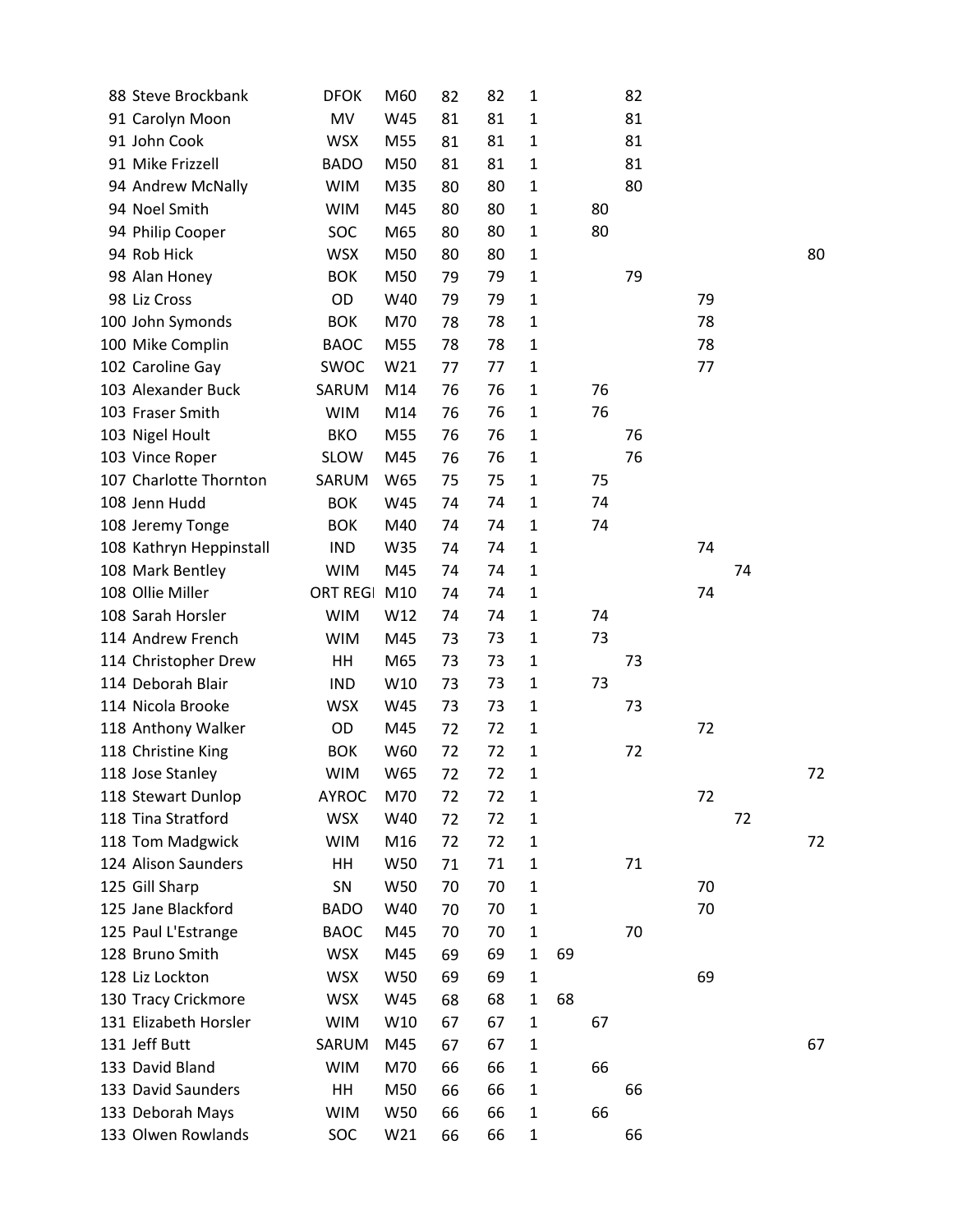| | | | | | | | | | | | | | | |
|---|---|---|---|---|---|---|---|---|---|---|---|---|---|---|
| 88 | Steve Brockbank | DFOK | M60 | 82 | 82 | 1 | | | 82 | | | | | |
| 91 | Carolyn Moon | MV | W45 | 81 | 81 | 1 | | | 81 | | | | | |
| 91 | John Cook | WSX | M55 | 81 | 81 | 1 | | | 81 | | | | | |
| 91 | Mike Frizzell | BADO | M50 | 81 | 81 | 1 | | | 81 | | | | | |
| 94 | Andrew McNally | WIM | M35 | 80 | 80 | 1 | | | 80 | | | | | |
| 94 | Noel Smith | WIM | M45 | 80 | 80 | 1 | | 80 | | | | | | |
| 94 | Philip Cooper | SOC | M65 | 80 | 80 | 1 | | 80 | | | | | | |
| 94 | Rob Hick | WSX | M50 | 80 | 80 | 1 | | | | | | | | 80 |
| 98 | Alan Honey | BOK | M50 | 79 | 79 | 1 | | | 79 | | | | | |
| 98 | Liz Cross | OD | W40 | 79 | 79 | 1 | | | | | 79 | | | |
| 100 | John Symonds | BOK | M70 | 78 | 78 | 1 | | | | | 78 | | | |
| 100 | Mike Complin | BAOC | M55 | 78 | 78 | 1 | | | | | 78 | | | |
| 102 | Caroline Gay | SWOC | W21 | 77 | 77 | 1 | | | | | 77 | | | |
| 103 | Alexander Buck | SARUM | M14 | 76 | 76 | 1 | | 76 | | | | | | |
| 103 | Fraser Smith | WIM | M14 | 76 | 76 | 1 | | 76 | | | | | | |
| 103 | Nigel Hoult | BKO | M55 | 76 | 76 | 1 | | | 76 | | | | | |
| 103 | Vince Roper | SLOW | M45 | 76 | 76 | 1 | | | 76 | | | | | |
| 107 | Charlotte Thornton | SARUM | W65 | 75 | 75 | 1 | | 75 | | | | | | |
| 108 | Jenn Hudd | BOK | W45 | 74 | 74 | 1 | | 74 | | | | | | |
| 108 | Jeremy Tonge | BOK | M40 | 74 | 74 | 1 | | 74 | | | | | | |
| 108 | Kathryn Heppinstall | IND | W35 | 74 | 74 | 1 | | | | | 74 | | | |
| 108 | Mark Bentley | WIM | M45 | 74 | 74 | 1 | | | | | | 74 | | |
| 108 | Ollie Miller | ORT REGI | M10 | 74 | 74 | 1 | | | | | 74 | | | |
| 108 | Sarah Horsler | WIM | W12 | 74 | 74 | 1 | | 74 | | | | | | |
| 114 | Andrew French | WIM | M45 | 73 | 73 | 1 | | 73 | | | | | | |
| 114 | Christopher Drew | HH | M65 | 73 | 73 | 1 | | | 73 | | | | | |
| 114 | Deborah Blair | IND | W10 | 73 | 73 | 1 | | 73 | | | | | | |
| 114 | Nicola Brooke | WSX | W45 | 73 | 73 | 1 | | | 73 | | | | | |
| 118 | Anthony Walker | OD | M45 | 72 | 72 | 1 | | | | | 72 | | | |
| 118 | Christine King | BOK | W60 | 72 | 72 | 1 | | | 72 | | | | | |
| 118 | Jose Stanley | WIM | W65 | 72 | 72 | 1 | | | | | | | | 72 |
| 118 | Stewart Dunlop | AYROC | M70 | 72 | 72 | 1 | | | | | 72 | | | |
| 118 | Tina Stratford | WSX | W40 | 72 | 72 | 1 | | | | | | 72 | | |
| 118 | Tom Madgwick | WIM | M16 | 72 | 72 | 1 | | | | | | | | 72 |
| 124 | Alison Saunders | HH | W50 | 71 | 71 | 1 | | | 71 | | | | | |
| 125 | Gill Sharp | SN | W50 | 70 | 70 | 1 | | | | | 70 | | | |
| 125 | Jane Blackford | BADO | W40 | 70 | 70 | 1 | | | | | 70 | | | |
| 125 | Paul L'Estrange | BAOC | M45 | 70 | 70 | 1 | | | 70 | | | | | |
| 128 | Bruno Smith | WSX | M45 | 69 | 69 | 1 | 69 | | | | | | | |
| 128 | Liz Lockton | WSX | W50 | 69 | 69 | 1 | | | | | 69 | | | |
| 130 | Tracy Crickmore | WSX | W45 | 68 | 68 | 1 | 68 | | | | | | | |
| 131 | Elizabeth Horsler | WIM | W10 | 67 | 67 | 1 | | 67 | | | | | | |
| 131 | Jeff Butt | SARUM | M45 | 67 | 67 | 1 | | | | | | | | 67 |
| 133 | David Bland | WIM | M70 | 66 | 66 | 1 | | 66 | | | | | | |
| 133 | David Saunders | HH | M50 | 66 | 66 | 1 | | | 66 | | | | | |
| 133 | Deborah Mays | WIM | W50 | 66 | 66 | 1 | | 66 | | | | | | |
| 133 | Olwen Rowlands | SOC | W21 | 66 | 66 | 1 | | | 66 | | | | | |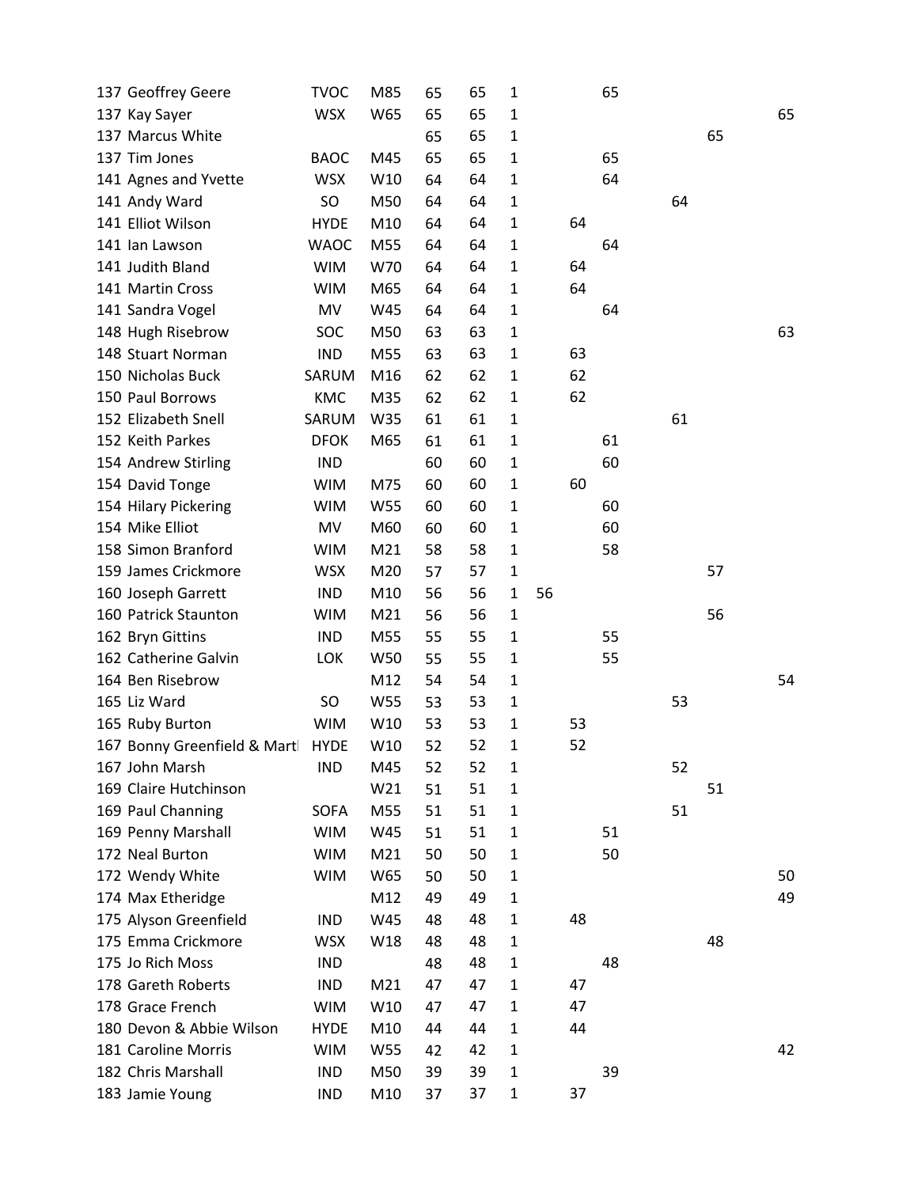| | | | | | | | | | | | | | | |
|---|---|---|---|---|---|---|---|---|---|---|---|---|---|---|
| 137 | Geoffrey Geere | TVOC | M85 | 65 | 65 | 1 | | | 65 | | | | | |
| 137 | Kay Sayer | WSX | W65 | 65 | 65 | 1 | | | | | | | | 65 |
| 137 | Marcus White | | | 65 | 65 | 1 | | | | | | 65 | | |
| 137 | Tim Jones | BAOC | M45 | 65 | 65 | 1 | | | 65 | | | | | |
| 141 | Agnes and Yvette | WSX | W10 | 64 | 64 | 1 | | | 64 | | | | | |
| 141 | Andy Ward | SO | M50 | 64 | 64 | 1 | | | | | 64 | | | |
| 141 | Elliot Wilson | HYDE | M10 | 64 | 64 | 1 | | 64 | | | | | | |
| 141 | Ian Lawson | WAOC | M55 | 64 | 64 | 1 | | | 64 | | | | | |
| 141 | Judith Bland | WIM | W70 | 64 | 64 | 1 | | 64 | | | | | | |
| 141 | Martin Cross | WIM | M65 | 64 | 64 | 1 | | 64 | | | | | | |
| 141 | Sandra Vogel | MV | W45 | 64 | 64 | 1 | | | 64 | | | | | |
| 148 | Hugh Risebrow | SOC | M50 | 63 | 63 | 1 | | | | | | | | 63 |
| 148 | Stuart Norman | IND | M55 | 63 | 63 | 1 | | 63 | | | | | | |
| 150 | Nicholas Buck | SARUM | M16 | 62 | 62 | 1 | | 62 | | | | | | |
| 150 | Paul Borrows | KMC | M35 | 62 | 62 | 1 | | 62 | | | | | | |
| 152 | Elizabeth Snell | SARUM | W35 | 61 | 61 | 1 | | | | | 61 | | | |
| 152 | Keith Parkes | DFOK | M65 | 61 | 61 | 1 | | | 61 | | | | | |
| 154 | Andrew Stirling | IND | | 60 | 60 | 1 | | | 60 | | | | | |
| 154 | David Tonge | WIM | M75 | 60 | 60 | 1 | | 60 | | | | | | |
| 154 | Hilary Pickering | WIM | W55 | 60 | 60 | 1 | | | 60 | | | | | |
| 154 | Mike Elliot | MV | M60 | 60 | 60 | 1 | | | 60 | | | | | |
| 158 | Simon Branford | WIM | M21 | 58 | 58 | 1 | | | 58 | | | | | |
| 159 | James Crickmore | WSX | M20 | 57 | 57 | 1 | | | | | | 57 | | |
| 160 | Joseph Garrett | IND | M10 | 56 | 56 | 1 | 56 | | | | | | | |
| 160 | Patrick Staunton | WIM | M21 | 56 | 56 | 1 | | | | | | 56 | | |
| 162 | Bryn Gittins | IND | M55 | 55 | 55 | 1 | | | 55 | | | | | |
| 162 | Catherine Galvin | LOK | W50 | 55 | 55 | 1 | | | 55 | | | | | |
| 164 | Ben Risebrow | | M12 | 54 | 54 | 1 | | | | | | | | 54 |
| 165 | Liz Ward | SO | W55 | 53 | 53 | 1 | | | | | 53 | | | |
| 165 | Ruby Burton | WIM | W10 | 53 | 53 | 1 | | 53 | | | | | | |
| 167 | Bonny Greenfield & Martl | HYDE | W10 | 52 | 52 | 1 | | 52 | | | | | | |
| 167 | John Marsh | IND | M45 | 52 | 52 | 1 | | | | | 52 | | | |
| 169 | Claire Hutchinson | | W21 | 51 | 51 | 1 | | | | | | 51 | | |
| 169 | Paul Channing | SOFA | M55 | 51 | 51 | 1 | | | | | 51 | | | |
| 169 | Penny Marshall | WIM | W45 | 51 | 51 | 1 | | | 51 | | | | | |
| 172 | Neal Burton | WIM | M21 | 50 | 50 | 1 | | | 50 | | | | | |
| 172 | Wendy White | WIM | W65 | 50 | 50 | 1 | | | | | | | | 50 |
| 174 | Max Etheridge | | M12 | 49 | 49 | 1 | | | | | | | | 49 |
| 175 | Alyson Greenfield | IND | W45 | 48 | 48 | 1 | | 48 | | | | | | |
| 175 | Emma Crickmore | WSX | W18 | 48 | 48 | 1 | | | | | | 48 | | |
| 175 | Jo Rich Moss | IND | | 48 | 48 | 1 | | | 48 | | | | | |
| 178 | Gareth Roberts | IND | M21 | 47 | 47 | 1 | | 47 | | | | | | |
| 178 | Grace French | WIM | W10 | 47 | 47 | 1 | | 47 | | | | | | |
| 180 | Devon & Abbie Wilson | HYDE | M10 | 44 | 44 | 1 | | 44 | | | | | | |
| 181 | Caroline Morris | WIM | W55 | 42 | 42 | 1 | | | | | | | | 42 |
| 182 | Chris Marshall | IND | M50 | 39 | 39 | 1 | | | 39 | | | | | |
| 183 | Jamie Young | IND | M10 | 37 | 37 | 1 | | 37 | | | | | | |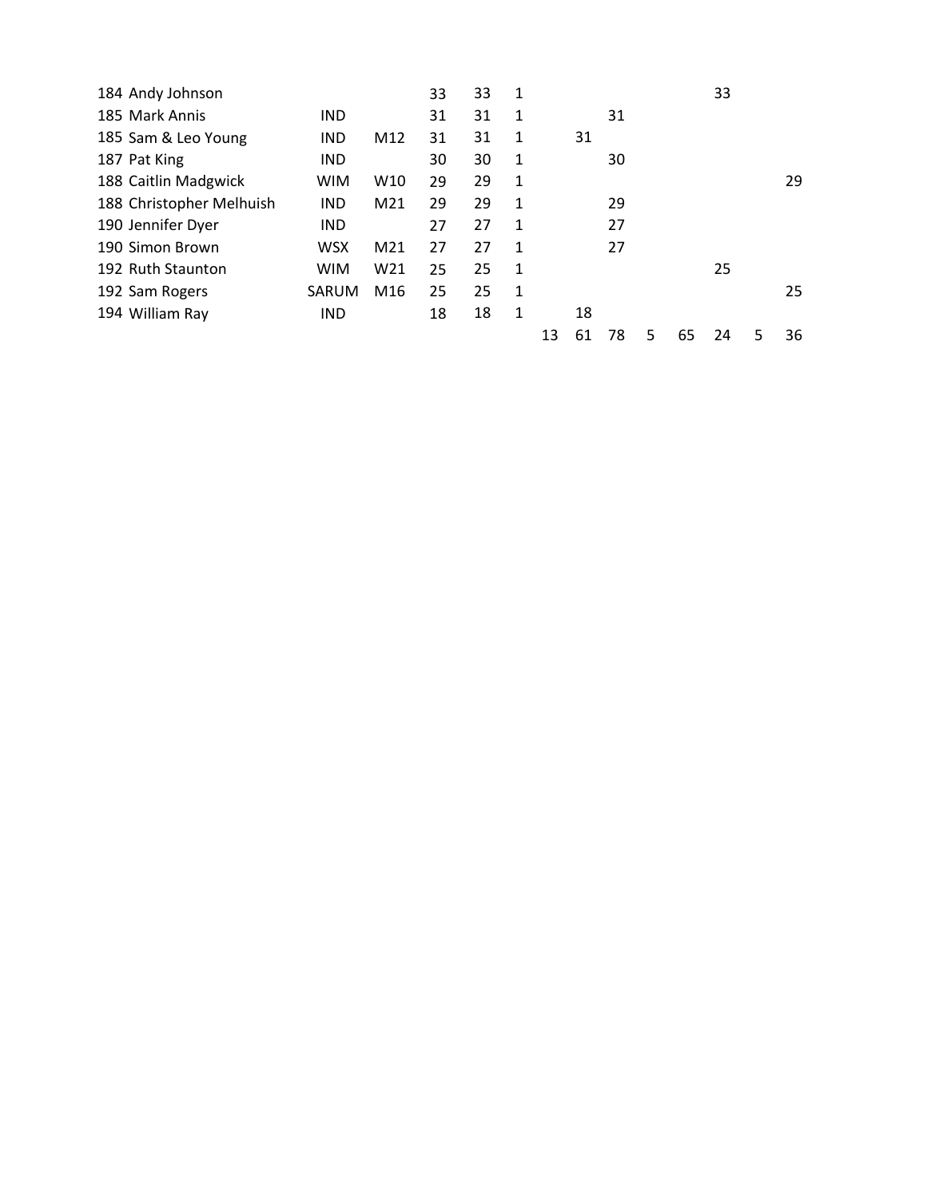| | | | | | | | | | | | | | | |
|---|---|---|---|---|---|---|---|---|---|---|---|---|---|---|
| 184 | Andy Johnson | | | 33 | 33 | 1 | | | | | | 33 | | |
| 185 | Mark Annis | IND | | 31 | 31 | 1 | | | 31 | | | | | |
| 185 | Sam & Leo Young | IND | M12 | 31 | 31 | 1 | | 31 | | | | | | |
| 187 | Pat King | IND | | 30 | 30 | 1 | | | 30 | | | | | |
| 188 | Caitlin Madgwick | WIM | W10 | 29 | 29 | 1 | | | | | | | | 29 |
| 188 | Christopher Melhuish | IND | M21 | 29 | 29 | 1 | | | 29 | | | | | |
| 190 | Jennifer Dyer | IND | | 27 | 27 | 1 | | | 27 | | | | | |
| 190 | Simon Brown | WSX | M21 | 27 | 27 | 1 | | | 27 | | | | | |
| 192 | Ruth Staunton | WIM | W21 | 25 | 25 | 1 | | | | | | 25 | | |
| 192 | Sam Rogers | SARUM | M16 | 25 | 25 | 1 | | | | | | | | 25 |
| 194 | William Ray | IND | | 18 | 18 | 1 | | 18 | | | | | | |
| | | | | | | | 13 | 61 | 78 | 5 | 65 | 24 | 5 | 36 |